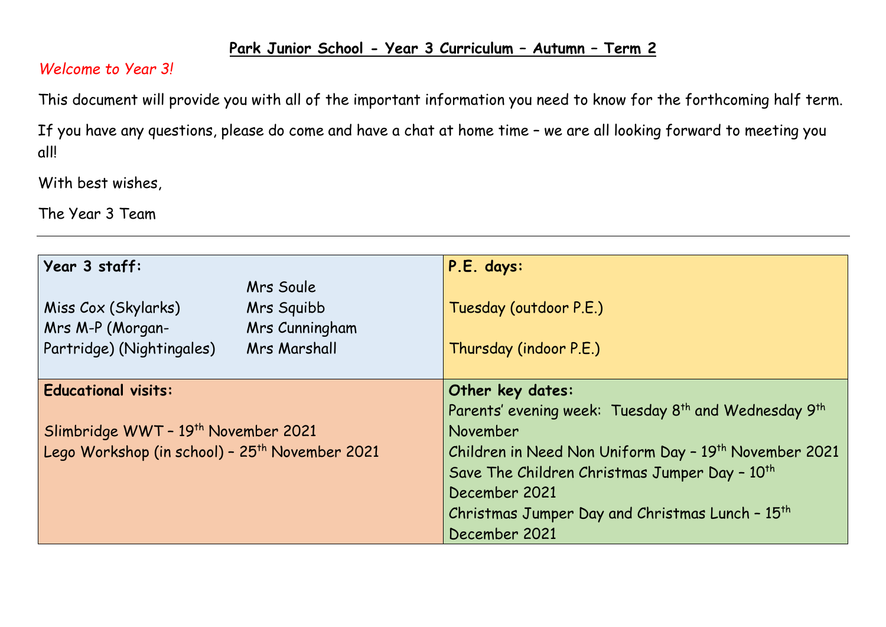# Park Junior School - Year 3 Curriculum – Autumn – Term 2

*Welcome to Year 3!*

This document will provide you with all of the important information you need to know for the forthcoming half term.

If you have any questions, please do come and have a chat at home time – we are all looking forward to meeting you all!

With best wishes,

The Year 3 Team

---

| **Year 3 staff:** | **P.E. days:** |
|---|---|
| Miss Cox (Skylarks)<br>Mrs M-P (Morgan-Partridge) (Nightingales)<br>Mrs Soule<br>Mrs Squibb<br>Mrs Cunningham<br>Mrs Marshall | Tuesday (outdoor P.E.)<br><br>Thursday (indoor P.E.) |
| **Educational visits:** | **Other key dates:** |
| Slimbridge WWT – 19th November 2021<br>Lego Workshop (in school) – 25th November 2021 | Parents' evening week: Tuesday 8th and Wednesday 9th November<br>Children in Need Non Uniform Day – 19th November 2021<br>Save The Children Christmas Jumper Day – 10th December 2021<br>Christmas Jumper Day and Christmas Lunch – 15th December 2021 |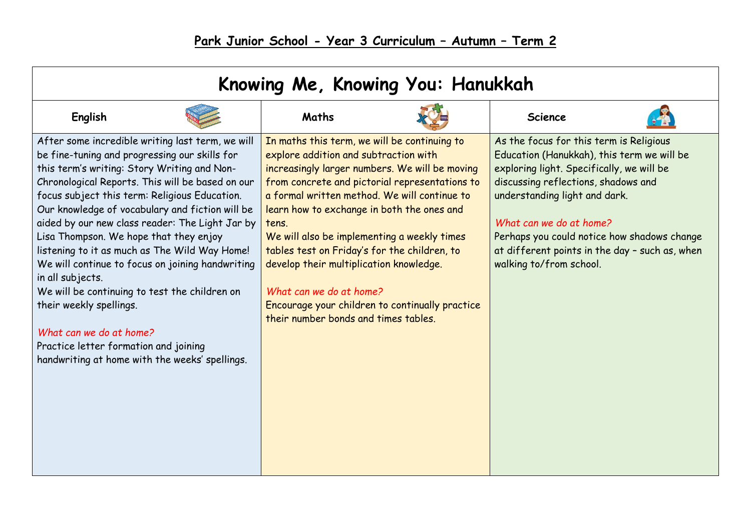# Park Junior School - Year 3 Curriculum – Autumn – Term 2

## Knowing Me, Knowing You: Hanukkah

### English

After some incredible writing last term, we will be fine-tuning and progressing our skills for this term's writing: Story Writing and Non-Chronological Reports. This will be based on our focus subject this term: Religious Education. Our knowledge of vocabulary and fiction will be aided by our new class reader: The Light Jar by Lisa Thompson. We hope that they enjoy listening to it as much as The Wild Way Home! We will continue to focus on joining handwriting in all subjects.

We will be continuing to test the children on their weekly spellings.

*What can we do at home?*

Practice letter formation and joining handwriting at home with the weeks' spellings.

### Maths

In maths this term, we will be continuing to explore addition and subtraction with increasingly larger numbers. We will be moving from concrete and pictorial representations to a formal written method. We will continue to learn how to exchange in both the ones and tens.

We will also be implementing a weekly times tables test on Friday's for the children, to develop their multiplication knowledge.

*What can we do at home?*

Encourage your children to continually practice their number bonds and times tables.

### Science

As the focus for this term is Religious Education (Hanukkah), this term we will be exploring light. Specifically, we will be discussing reflections, shadows and understanding light and dark.

*What can we do at home?*

Perhaps you could notice how shadows change at different points in the day – such as, when walking to/from school.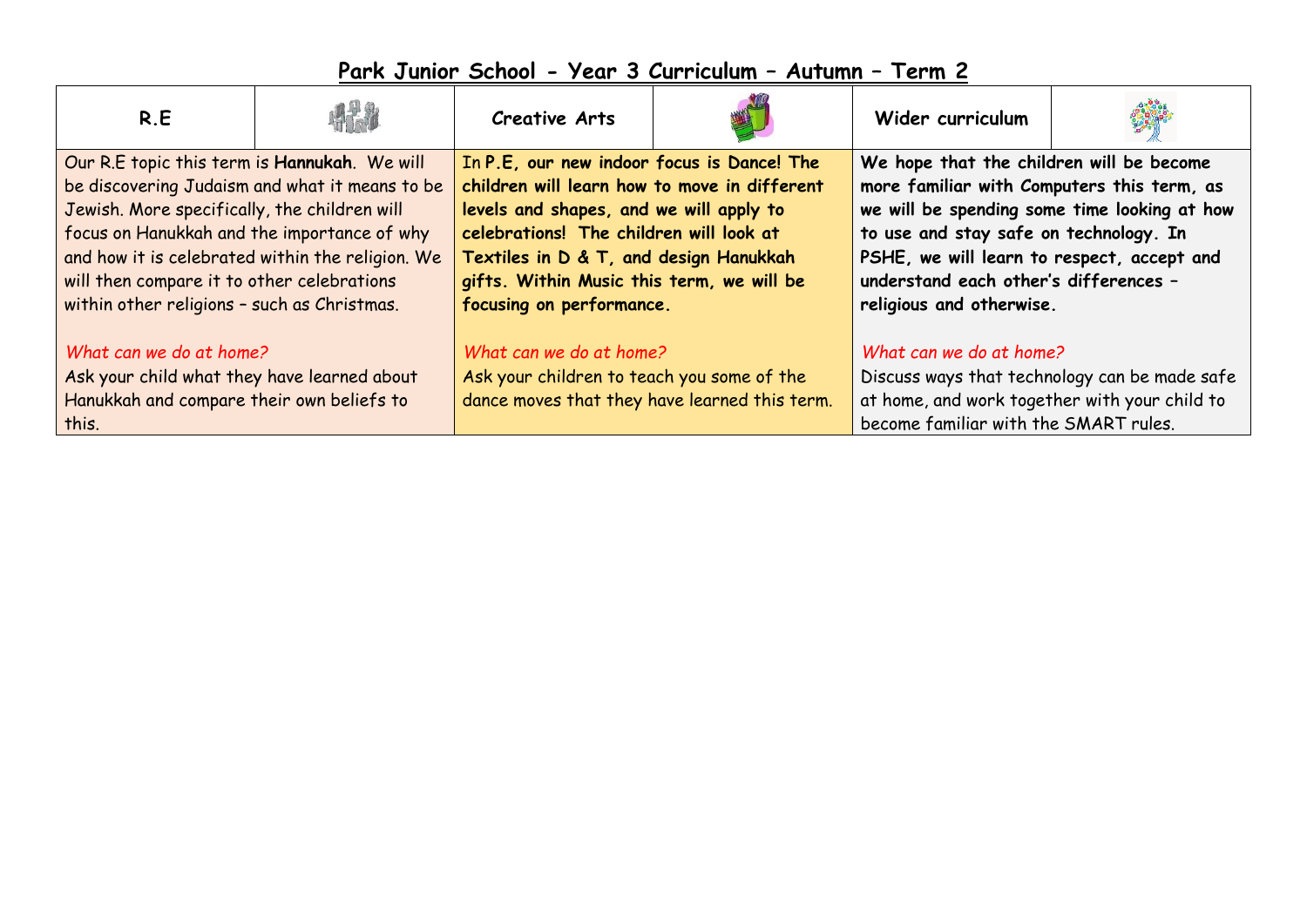# Park Junior School - Year 3 Curriculum – Autumn – Term 2

| R.E | | Creative Arts | | Wider curriculum | |
|---|---|---|---|---|---|
| Our R.E topic this term is **Hannukah**. We will be discovering Judaism and what it means to be Jewish. More specifically, the children will focus on Hanukkah and the importance of why and how it is celebrated within the religion. We will then compare it to other celebrations within other religions – such as Christmas.<br><br>*What can we do at home?*<br>Ask your child what they have learned about Hanukkah and compare their own beliefs to this. | | In **P.E, our new indoor focus is Dance! The children will learn how to move in different levels and shapes, and we will apply to celebrations! The children will look at Textiles in D & T, and design Hanukkah gifts. Within Music this term, we will be focusing on performance.**<br><br>*What can we do at home?*<br>Ask your children to teach you some of the dance moves that they have learned this term. | | **We hope that the children will be become more familiar with Computers this term, as we will be spending some time looking at how to use and stay safe on technology. In PSHE, we will learn to respect, accept and understand each other's differences – religious and otherwise.**<br><br>*What can we do at home?*<br>Discuss ways that technology can be made safe at home, and work together with your child to become familiar with the SMART rules. | |